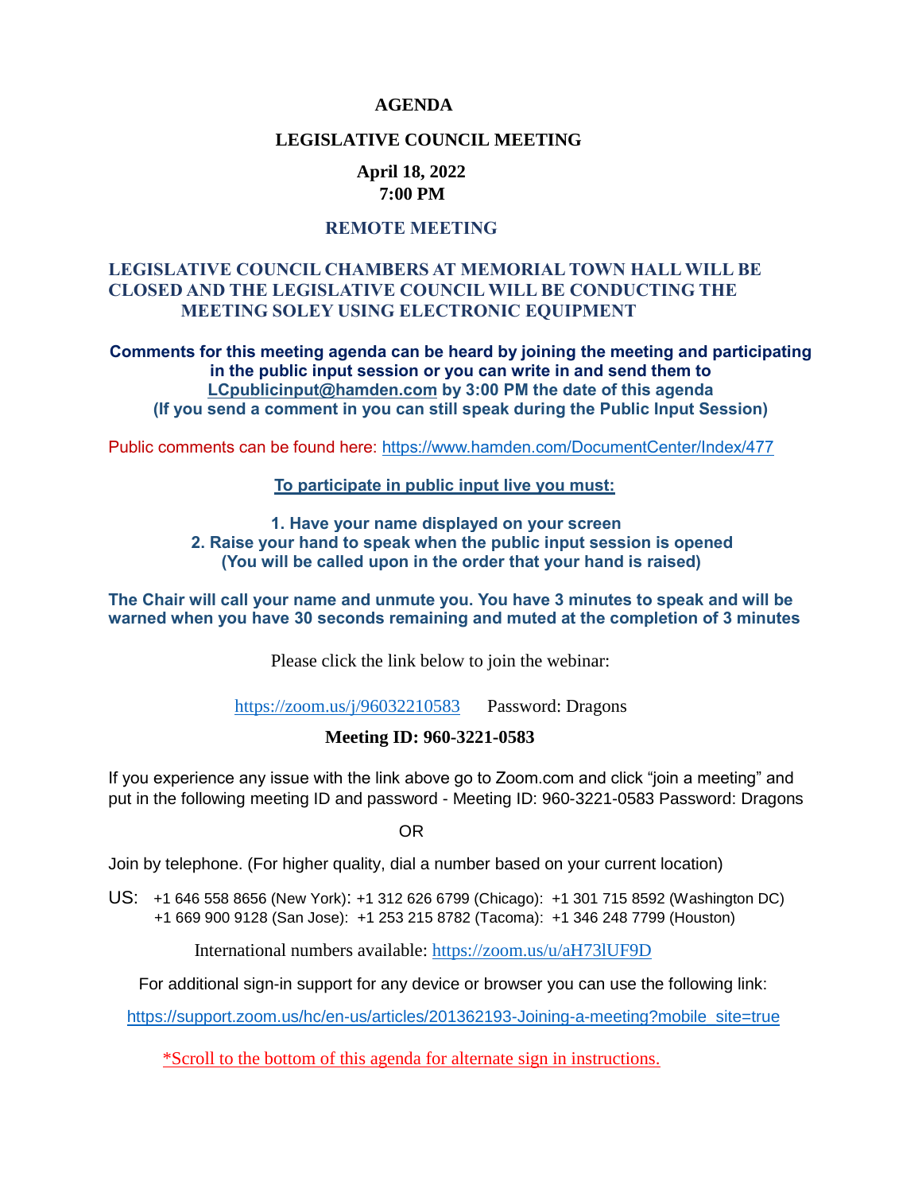# AGENDA

## LEGISLATIVE COUNCIL MEETING

**April 18, 2022**
**7:00 PM**

### REMOTE MEETING

### LEGISLATIVE COUNCIL CHAMBERS AT MEMORIAL TOWN HALL WILL BE CLOSED AND THE LEGISLATIVE COUNCIL WILL BE CONDUCTING THE MEETING SOLEY USING ELECTRONIC EQUIPMENT

**Comments for this meeting agenda can be heard by joining the meeting and participating in the public input session or you can write in and send them to LCpublicinput@hamden.com by 3:00 PM the date of this agenda (If you send a comment in you can still speak during the Public Input Session)**

Public comments can be found here: https://www.hamden.com/DocumentCenter/Index/477

**To participate in public input live you must:**

**1. Have your name displayed on your screen**
**2. Raise your hand to speak when the public input session is opened (You will be called upon in the order that your hand is raised)**

**The Chair will call your name and unmute you. You have 3 minutes to speak and will be warned when you have 30 seconds remaining and muted at the completion of 3 minutes**

Please click the link below to join the webinar:

https://zoom.us/j/96032210583 Password: Dragons

**Meeting ID: 960-3221-0583**

If you experience any issue with the link above go to Zoom.com and click "join a meeting" and put in the following meeting ID and password - Meeting ID: 960-3221-0583 Password: Dragons

OR

Join by telephone. (For higher quality, dial a number based on your current location)

US: +1 646 558 8656 (New York): +1 312 626 6799 (Chicago): +1 301 715 8592 (Washington DC) +1 669 900 9128 (San Jose): +1 253 215 8782 (Tacoma): +1 346 248 7799 (Houston)

International numbers available: https://zoom.us/u/aH73lUF9D

For additional sign-in support for any device or browser you can use the following link:

https://support.zoom.us/hc/en-us/articles/201362193-Joining-a-meeting?mobile_site=true

*Scroll to the bottom of this agenda for alternate sign in instructions.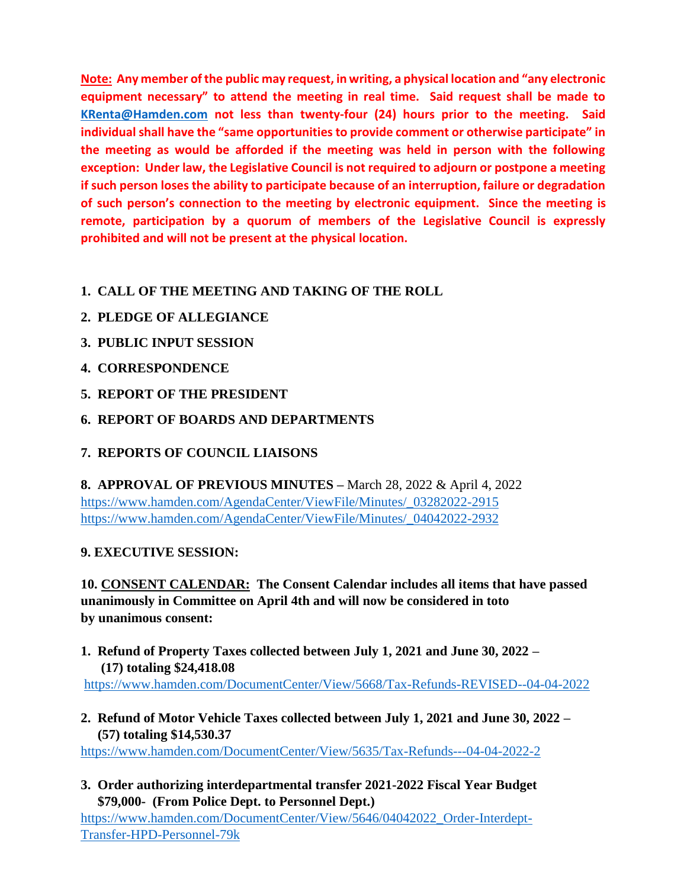**Note: Any member of the public may request, in writing, a physical location and "any electronic equipment necessary" to attend the meeting in real time. Said request shall be made to KRenta@Hamden.com not less than twenty-four (24) hours prior to the meeting. Said individual shall have the "same opportunities to provide comment or otherwise participate" in the meeting as would be afforded if the meeting was held in person with the following exception: Under law, the Legislative Council is not required to adjourn or postpone a meeting if such person loses the ability to participate because of an interruption, failure or degradation of such person's connection to the meeting by electronic equipment. Since the meeting is remote, participation by a quorum of members of the Legislative Council is expressly prohibited and will not be present at the physical location.**

1. **CALL OF THE MEETING AND TAKING OF THE ROLL**
2. **PLEDGE OF ALLEGIANCE**
3. **PUBLIC INPUT SESSION**
4. **CORRESPONDENCE**
5. **REPORT OF THE PRESIDENT**
6. **REPORT OF BOARDS AND DEPARTMENTS**
7. **REPORTS OF COUNCIL LIAISONS**
8. **APPROVAL OF PREVIOUS MINUTES** – March 28, 2022 & April 4, 2022
https://www.hamden.com/AgendaCenter/ViewFile/Minutes/_03282022-2915
https://www.hamden.com/AgendaCenter/ViewFile/Minutes/_04042022-2932

**9. EXECUTIVE SESSION:**

**10. CONSENT CALENDAR: The Consent Calendar includes all items that have passed unanimously in Committee on April 4th and will now be considered in toto by unanimous consent:**

1. **Refund of Property Taxes collected between July 1, 2021 and June 30, 2022 – (17) totaling $24,418.08**
https://www.hamden.com/DocumentCenter/View/5668/Tax-Refunds-REVISED--04-04-2022

2. **Refund of Motor Vehicle Taxes collected between July 1, 2021 and June 30, 2022 – (57) totaling $14,530.37**
https://www.hamden.com/DocumentCenter/View/5635/Tax-Refunds---04-04-2022-2

3. **Order authorizing interdepartmental transfer 2021-2022 Fiscal Year Budget $79,000- (From Police Dept. to Personnel Dept.)**
https://www.hamden.com/DocumentCenter/View/5646/04042022_Order-Interdept-Transfer-HPD-Personnel-79k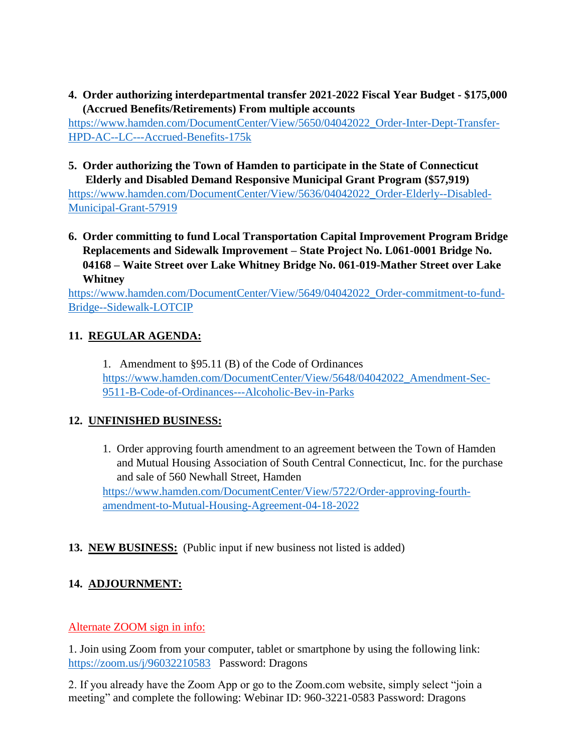4. **Order authorizing interdepartmental transfer 2021-2022 Fiscal Year Budget - $175,000 (Accrued Benefits/Retirements) From multiple accounts**
https://www.hamden.com/DocumentCenter/View/5650/04042022_Order-Inter-Dept-Transfer-HPD-AC--LC---Accrued-Benefits-175k

5. **Order authorizing the Town of Hamden to participate in the State of Connecticut Elderly and Disabled Demand Responsive Municipal Grant Program ($57,919)**
https://www.hamden.com/DocumentCenter/View/5636/04042022_Order-Elderly--Disabled-Municipal-Grant-57919

6. **Order committing to fund Local Transportation Capital Improvement Program Bridge Replacements and Sidewalk Improvement – State Project No. L061-0001 Bridge No. 04168 – Waite Street over Lake Whitney Bridge No. 061-019-Mather Street over Lake Whitney**
https://www.hamden.com/DocumentCenter/View/5649/04042022_Order-commitment-to-fund-Bridge--Sidewalk-LOTCIP

## 11. REGULAR AGENDA:

1. Amendment to §95.11 (B) of the Code of Ordinances
https://www.hamden.com/DocumentCenter/View/5648/04042022_Amendment-Sec-9511-B-Code-of-Ordinances---Alcoholic-Bev-in-Parks

## 12. UNFINISHED BUSINESS:

1. Order approving fourth amendment to an agreement between the Town of Hamden and Mutual Housing Association of South Central Connecticut, Inc. for the purchase and sale of 560 Newhall Street, Hamden
https://www.hamden.com/DocumentCenter/View/5722/Order-approving-fourth-amendment-to-Mutual-Housing-Agreement-04-18-2022

## 13. NEW BUSINESS: (Public input if new business not listed is added)

## 14. ADJOURNMENT:

Alternate ZOOM sign in info:

1. Join using Zoom from your computer, tablet or smartphone by using the following link: https://zoom.us/j/96032210583 Password: Dragons

2. If you already have the Zoom App or go to the Zoom.com website, simply select "join a meeting" and complete the following: Webinar ID: 960-3221-0583 Password: Dragons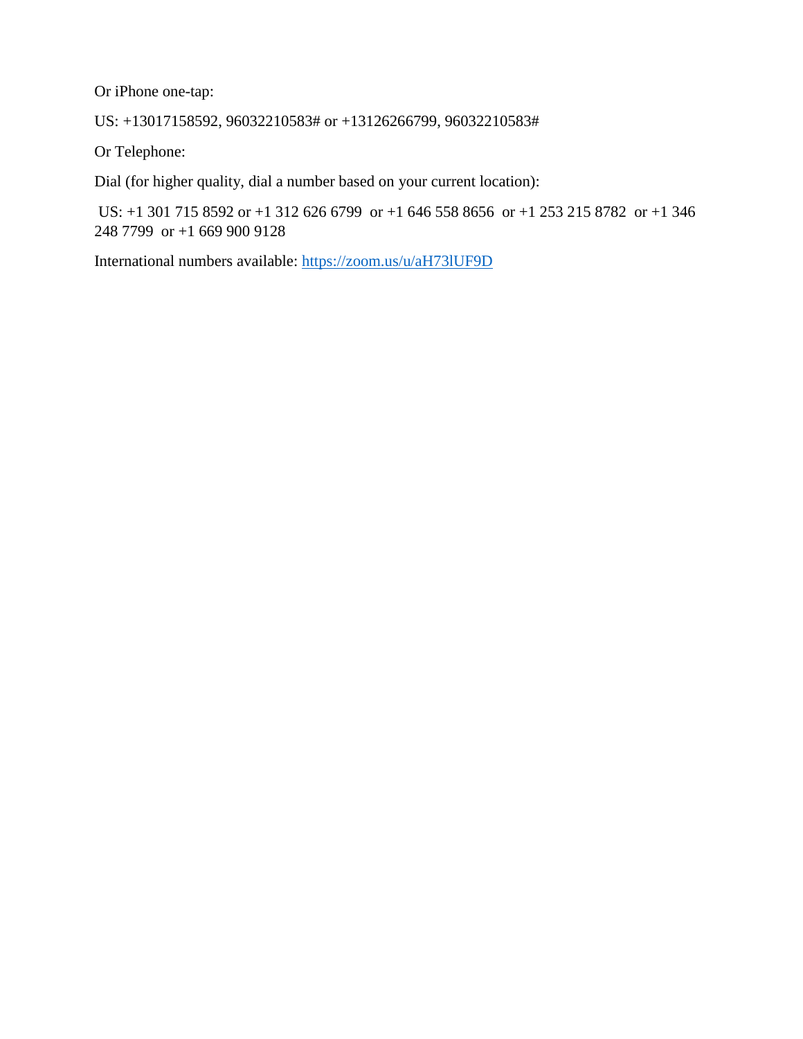Or iPhone one-tap:

US: +13017158592, 96032210583# or +13126266799, 96032210583#

Or Telephone:

Dial (for higher quality, dial a number based on your current location):

US: +1 301 715 8592 or +1 312 626 6799 or +1 646 558 8656 or +1 253 215 8782 or +1 346 248 7799 or +1 669 900 9128

International numbers available: https://zoom.us/u/aH73lUF9D